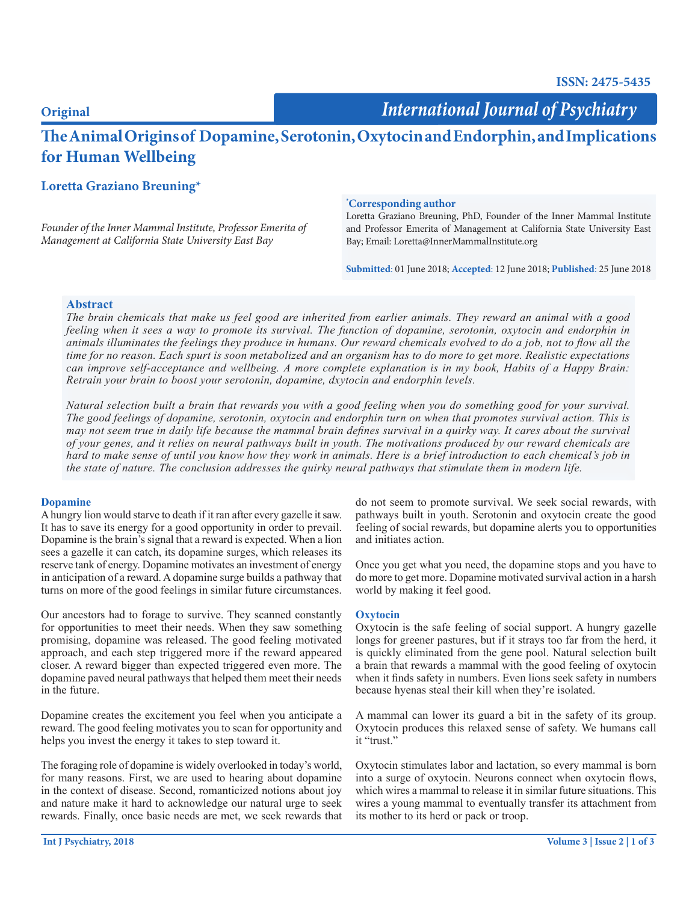ISSN: 2475-5435

Original

*International Journal of Psychiatry*

# The Animal Origins of Dopamine, Serotonin, Oxytocin and Endorphin, and Implications for Human Wellbeing

**Loretta Graziano Breuning***

*Founder of the Inner Mammal Institute, Professor Emerita of Management at California State University East Bay*

**\*Corresponding author**
Loretta Graziano Breuning, PhD, Founder of the Inner Mammal Institute and Professor Emerita of Management at California State University East Bay; Email: Loretta@InnerMammalInstitute.org

**Submitted**: 01 June 2018; **Accepted**: 12 June 2018; **Published**: 25 June 2018

## Abstract

*The brain chemicals that make us feel good are inherited from earlier animals. They reward an animal with a good feeling when it sees a way to promote its survival. The function of dopamine, serotonin, oxytocin and endorphin in animals illuminates the feelings they produce in humans. Our reward chemicals evolved to do a job, not to flow all the time for no reason. Each spurt is soon metabolized and an organism has to do more to get more. Realistic expectations can improve self-acceptance and wellbeing. A more complete explanation is in my book, Habits of a Happy Brain: Retrain your brain to boost your serotonin, dopamine, dxytocin and endorphin levels.*

*Natural selection built a brain that rewards you with a good feeling when you do something good for your survival. The good feelings of dopamine, serotonin, oxytocin and endorphin turn on when that promotes survival action. This is may not seem true in daily life because the mammal brain defines survival in a quirky way. It cares about the survival of your genes, and it relies on neural pathways built in youth. The motivations produced by our reward chemicals are hard to make sense of until you know how they work in animals. Here is a brief introduction to each chemical's job in the state of nature. The conclusion addresses the quirky neural pathways that stimulate them in modern life.*

### Dopamine

A hungry lion would starve to death if it ran after every gazelle it saw. It has to save its energy for a good opportunity in order to prevail. Dopamine is the brain's signal that a reward is expected. When a lion sees a gazelle it can catch, its dopamine surges, which releases its reserve tank of energy. Dopamine motivates an investment of energy in anticipation of a reward. A dopamine surge builds a pathway that turns on more of the good feelings in similar future circumstances.

Our ancestors had to forage to survive. They scanned constantly for opportunities to meet their needs. When they saw something promising, dopamine was released. The good feeling motivated approach, and each step triggered more if the reward appeared closer. A reward bigger than expected triggered even more. The dopamine paved neural pathways that helped them meet their needs in the future.

Dopamine creates the excitement you feel when you anticipate a reward. The good feeling motivates you to scan for opportunity and helps you invest the energy it takes to step toward it.

The foraging role of dopamine is widely overlooked in today's world, for many reasons. First, we are used to hearing about dopamine in the context of disease. Second, romanticized notions about joy and nature make it hard to acknowledge our natural urge to seek rewards. Finally, once basic needs are met, we seek rewards that do not seem to promote survival. We seek social rewards, with pathways built in youth. Serotonin and oxytocin create the good feeling of social rewards, but dopamine alerts you to opportunities and initiates action.

Once you get what you need, the dopamine stops and you have to do more to get more. Dopamine motivated survival action in a harsh world by making it feel good.

### Oxytocin

Oxytocin is the safe feeling of social support. A hungry gazelle longs for greener pastures, but if it strays too far from the herd, it is quickly eliminated from the gene pool. Natural selection built a brain that rewards a mammal with the good feeling of oxytocin when it finds safety in numbers. Even lions seek safety in numbers because hyenas steal their kill when they're isolated.

A mammal can lower its guard a bit in the safety of its group. Oxytocin produces this relaxed sense of safety. We humans call it "trust."

Oxytocin stimulates labor and lactation, so every mammal is born into a surge of oxytocin. Neurons connect when oxytocin flows, which wires a mammal to release it in similar future situations. This wires a young mammal to eventually transfer its attachment from its mother to its herd or pack or troop.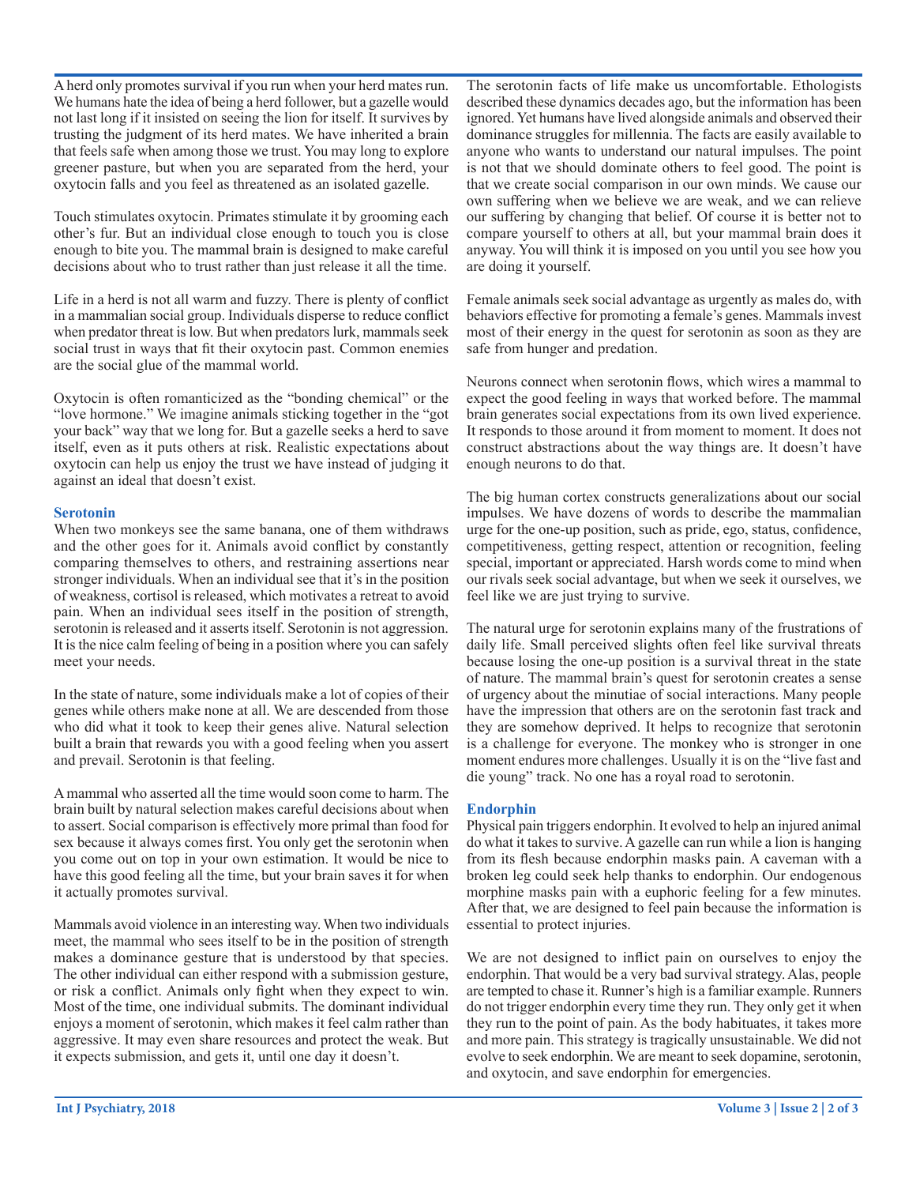A herd only promotes survival if you run when your herd mates run. We humans hate the idea of being a herd follower, but a gazelle would not last long if it insisted on seeing the lion for itself. It survives by trusting the judgment of its herd mates. We have inherited a brain that feels safe when among those we trust. You may long to explore greener pasture, but when you are separated from the herd, your oxytocin falls and you feel as threatened as an isolated gazelle.

Touch stimulates oxytocin. Primates stimulate it by grooming each other's fur. But an individual close enough to touch you is close enough to bite you. The mammal brain is designed to make careful decisions about who to trust rather than just release it all the time.

Life in a herd is not all warm and fuzzy. There is plenty of conflict in a mammalian social group. Individuals disperse to reduce conflict when predator threat is low. But when predators lurk, mammals seek social trust in ways that fit their oxytocin past. Common enemies are the social glue of the mammal world.

Oxytocin is often romanticized as the "bonding chemical" or the "love hormone." We imagine animals sticking together in the "got your back" way that we long for. But a gazelle seeks a herd to save itself, even as it puts others at risk. Realistic expectations about oxytocin can help us enjoy the trust we have instead of judging it against an ideal that doesn't exist.

### Serotonin

When two monkeys see the same banana, one of them withdraws and the other goes for it. Animals avoid conflict by constantly comparing themselves to others, and restraining assertions near stronger individuals. When an individual see that it's in the position of weakness, cortisol is released, which motivates a retreat to avoid pain. When an individual sees itself in the position of strength, serotonin is released and it asserts itself. Serotonin is not aggression. It is the nice calm feeling of being in a position where you can safely meet your needs.

In the state of nature, some individuals make a lot of copies of their genes while others make none at all. We are descended from those who did what it took to keep their genes alive. Natural selection built a brain that rewards you with a good feeling when you assert and prevail. Serotonin is that feeling.

A mammal who asserted all the time would soon come to harm. The brain built by natural selection makes careful decisions about when to assert. Social comparison is effectively more primal than food for sex because it always comes first. You only get the serotonin when you come out on top in your own estimation. It would be nice to have this good feeling all the time, but your brain saves it for when it actually promotes survival.

Mammals avoid violence in an interesting way. When two individuals meet, the mammal who sees itself to be in the position of strength makes a dominance gesture that is understood by that species. The other individual can either respond with a submission gesture, or risk a conflict. Animals only fight when they expect to win. Most of the time, one individual submits. The dominant individual enjoys a moment of serotonin, which makes it feel calm rather than aggressive. It may even share resources and protect the weak. But it expects submission, and gets it, until one day it doesn't.

The serotonin facts of life make us uncomfortable. Ethologists described these dynamics decades ago, but the information has been ignored. Yet humans have lived alongside animals and observed their dominance struggles for millennia. The facts are easily available to anyone who wants to understand our natural impulses. The point is not that we should dominate others to feel good. The point is that we create social comparison in our own minds. We cause our own suffering when we believe we are weak, and we can relieve our suffering by changing that belief. Of course it is better not to compare yourself to others at all, but your mammal brain does it anyway. You will think it is imposed on you until you see how you are doing it yourself.

Female animals seek social advantage as urgently as males do, with behaviors effective for promoting a female's genes. Mammals invest most of their energy in the quest for serotonin as soon as they are safe from hunger and predation.

Neurons connect when serotonin flows, which wires a mammal to expect the good feeling in ways that worked before. The mammal brain generates social expectations from its own lived experience. It responds to those around it from moment to moment. It does not construct abstractions about the way things are. It doesn't have enough neurons to do that.

The big human cortex constructs generalizations about our social impulses. We have dozens of words to describe the mammalian urge for the one-up position, such as pride, ego, status, confidence, competitiveness, getting respect, attention or recognition, feeling special, important or appreciated. Harsh words come to mind when our rivals seek social advantage, but when we seek it ourselves, we feel like we are just trying to survive.

The natural urge for serotonin explains many of the frustrations of daily life. Small perceived slights often feel like survival threats because losing the one-up position is a survival threat in the state of nature. The mammal brain's quest for serotonin creates a sense of urgency about the minutiae of social interactions. Many people have the impression that others are on the serotonin fast track and they are somehow deprived. It helps to recognize that serotonin is a challenge for everyone. The monkey who is stronger in one moment endures more challenges. Usually it is on the "live fast and die young" track. No one has a royal road to serotonin.

### Endorphin

Physical pain triggers endorphin. It evolved to help an injured animal do what it takes to survive. A gazelle can run while a lion is hanging from its flesh because endorphin masks pain. A caveman with a broken leg could seek help thanks to endorphin. Our endogenous morphine masks pain with a euphoric feeling for a few minutes. After that, we are designed to feel pain because the information is essential to protect injuries.

We are not designed to inflict pain on ourselves to enjoy the endorphin. That would be a very bad survival strategy. Alas, people are tempted to chase it. Runner's high is a familiar example. Runners do not trigger endorphin every time they run. They only get it when they run to the point of pain. As the body habituates, it takes more and more pain. This strategy is tragically unsustainable. We did not evolve to seek endorphin. We are meant to seek dopamine, serotonin, and oxytocin, and save endorphin for emergencies.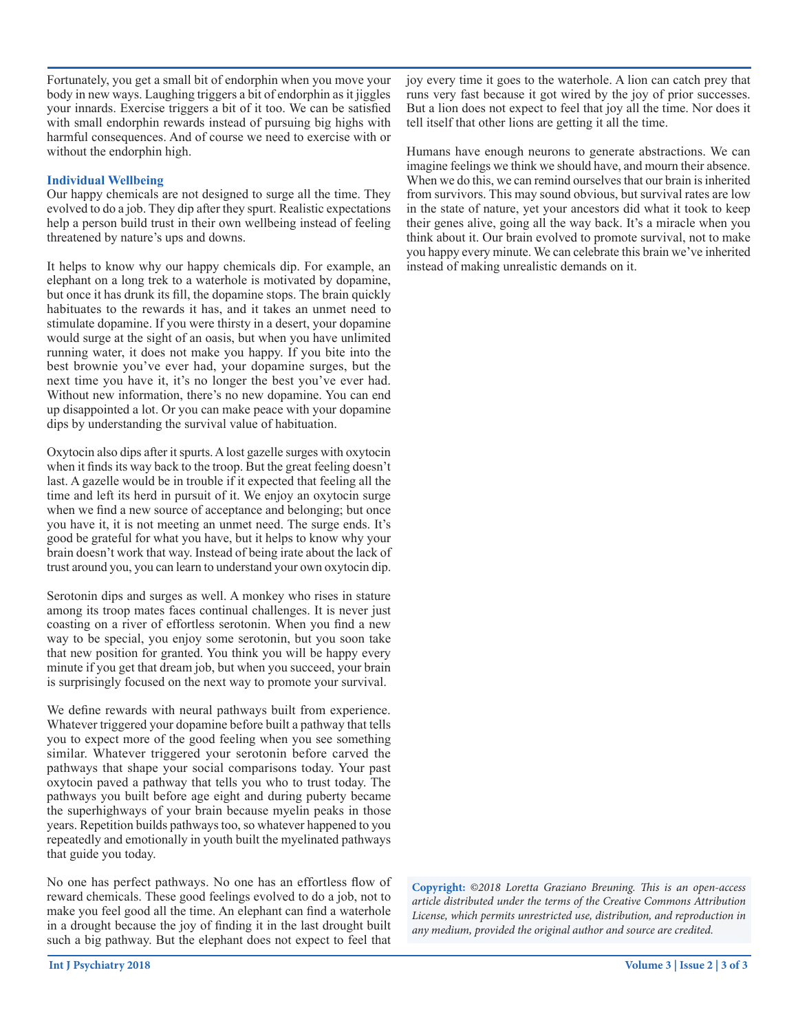Fortunately, you get a small bit of endorphin when you move your body in new ways. Laughing triggers a bit of endorphin as it jiggles your innards. Exercise triggers a bit of it too. We can be satisfied with small endorphin rewards instead of pursuing big highs with harmful consequences. And of course we need to exercise with or without the endorphin high.

### Individual Wellbeing

Our happy chemicals are not designed to surge all the time. They evolved to do a job. They dip after they spurt. Realistic expectations help a person build trust in their own wellbeing instead of feeling threatened by nature's ups and downs.

It helps to know why our happy chemicals dip. For example, an elephant on a long trek to a waterhole is motivated by dopamine, but once it has drunk its fill, the dopamine stops. The brain quickly habituates to the rewards it has, and it takes an unmet need to stimulate dopamine. If you were thirsty in a desert, your dopamine would surge at the sight of an oasis, but when you have unlimited running water, it does not make you happy. If you bite into the best brownie you've ever had, your dopamine surges, but the next time you have it, it's no longer the best you've ever had. Without new information, there's no new dopamine. You can end up disappointed a lot. Or you can make peace with your dopamine dips by understanding the survival value of habituation.

Oxytocin also dips after it spurts. A lost gazelle surges with oxytocin when it finds its way back to the troop. But the great feeling doesn't last. A gazelle would be in trouble if it expected that feeling all the time and left its herd in pursuit of it. We enjoy an oxytocin surge when we find a new source of acceptance and belonging; but once you have it, it is not meeting an unmet need. The surge ends. It's good be grateful for what you have, but it helps to know why your brain doesn't work that way. Instead of being irate about the lack of trust around you, you can learn to understand your own oxytocin dip.

Serotonin dips and surges as well. A monkey who rises in stature among its troop mates faces continual challenges. It is never just coasting on a river of effortless serotonin. When you find a new way to be special, you enjoy some serotonin, but you soon take that new position for granted. You think you will be happy every minute if you get that dream job, but when you succeed, your brain is surprisingly focused on the next way to promote your survival.

We define rewards with neural pathways built from experience. Whatever triggered your dopamine before built a pathway that tells you to expect more of the good feeling when you see something similar. Whatever triggered your serotonin before carved the pathways that shape your social comparisons today. Your past oxytocin paved a pathway that tells you who to trust today. The pathways you built before age eight and during puberty became the superhighways of your brain because myelin peaks in those years. Repetition builds pathways too, so whatever happened to you repeatedly and emotionally in youth built the myelinated pathways that guide you today.

No one has perfect pathways. No one has an effortless flow of reward chemicals. These good feelings evolved to do a job, not to make you feel good all the time. An elephant can find a waterhole in a drought because the joy of finding it in the last drought built such a big pathway. But the elephant does not expect to feel that joy every time it goes to the waterhole. A lion can catch prey that runs very fast because it got wired by the joy of prior successes. But a lion does not expect to feel that joy all the time. Nor does it tell itself that other lions are getting it all the time.

Humans have enough neurons to generate abstractions. We can imagine feelings we think we should have, and mourn their absence. When we do this, we can remind ourselves that our brain is inherited from survivors. This may sound obvious, but survival rates are low in the state of nature, yet your ancestors did what it took to keep their genes alive, going all the way back. It's a miracle when you think about it. Our brain evolved to promote survival, not to make you happy every minute. We can celebrate this brain we've inherited instead of making unrealistic demands on it.

**Copyright:** *©2018 Loretta Graziano Breuning. This is an open-access article distributed under the terms of the Creative Commons Attribution License, which permits unrestricted use, distribution, and reproduction in any medium, provided the original author and source are credited.*